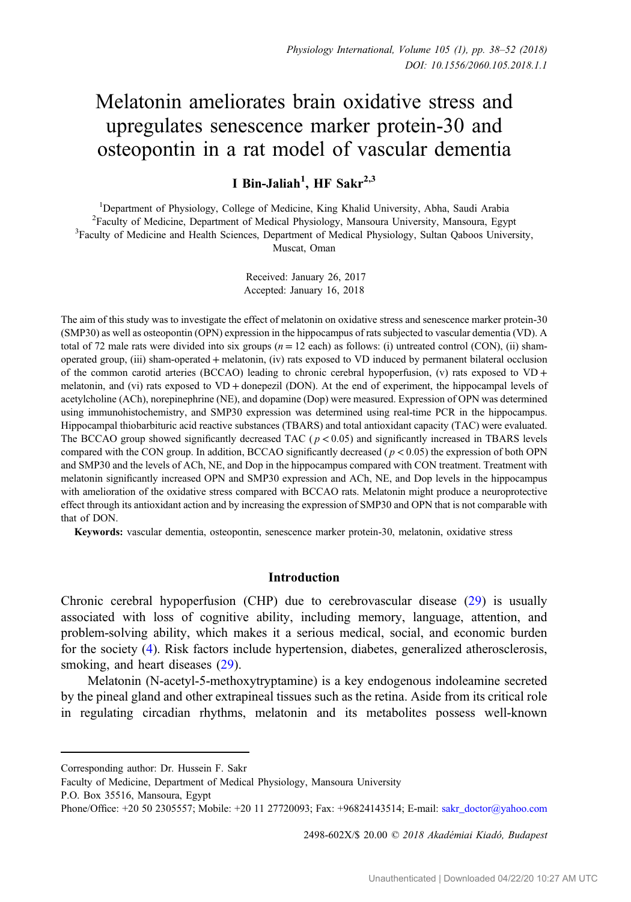# Melatonin ameliorates brain oxidative stress and upregulates senescence marker protein-30 and osteopontin in a rat model of vascular dementia

**I Bin-Jaliah[1], HF Sakr[2,3]**

[1]Department of Physiology, College of Medicine, King Khalid University, Abha, Saudi Arabia
[2]Faculty of Medicine, Department of Medical Physiology, Mansoura University, Mansoura, Egypt
[3]Faculty of Medicine and Health Sciences, Department of Medical Physiology, Sultan Qaboos University, Muscat, Oman

Received: January 26, 2017
Accepted: January 16, 2018

The aim of this study was to investigate the effect of melatonin on oxidative stress and senescence marker protein-30 (SMP30) as well as osteopontin (OPN) expression in the hippocampus of rats subjected to vascular dementia (VD). A total of 72 male rats were divided into six groups ($n = 12$ each) as follows: (i) untreated control (CON), (ii) sham-operated group, (iii) sham-operated + melatonin, (iv) rats exposed to VD induced by permanent bilateral occlusion of the common carotid arteries (BCCAO) leading to chronic cerebral hypoperfusion, (v) rats exposed to VD + melatonin, and (vi) rats exposed to VD + donepezil (DON). At the end of experiment, the hippocampal levels of acetylcholine (ACh), norepinephrine (NE), and dopamine (Dop) were measured. Expression of OPN was determined using immunohistochemistry, and SMP30 expression was determined using real-time PCR in the hippocampus. Hippocampal thiobarbituric acid reactive substances (TBARS) and total antioxidant capacity (TAC) were evaluated. The BCCAO group showed significantly decreased TAC ($p < 0.05$) and significantly increased in TBARS levels compared with the CON group. In addition, BCCAO significantly decreased ($p < 0.05$) the expression of both OPN and SMP30 and the levels of ACh, NE, and Dop in the hippocampus compared with CON treatment. Treatment with melatonin significantly increased OPN and SMP30 expression and ACh, NE, and Dop levels in the hippocampus with amelioration of the oxidative stress compared with BCCAO rats. Melatonin might produce a neuroprotective effect through its antioxidant action and by increasing the expression of SMP30 and OPN that is not comparable with that of DON.

**Keywords:** vascular dementia, osteopontin, senescence marker protein-30, melatonin, oxidative stress

## Introduction

Chronic cerebral hypoperfusion (CHP) due to cerebrovascular disease (29) is usually associated with loss of cognitive ability, including memory, language, attention, and problem-solving ability, which makes it a serious medical, social, and economic burden for the society (4). Risk factors include hypertension, diabetes, generalized atherosclerosis, smoking, and heart diseases (29).

Melatonin (N-acetyl-5-methoxytryptamine) is a key endogenous indoleamine secreted by the pineal gland and other extrapineal tissues such as the retina. Aside from its critical role in regulating circadian rhythms, melatonin and its metabolites possess well-known

---

Corresponding author: Dr. Hussein F. Sakr
Faculty of Medicine, Department of Medical Physiology, Mansoura University
P.O. Box 35516, Mansoura, Egypt
Phone/Office: +20 50 2305557; Mobile: +20 11 27720093; Fax: +96824143514; E-mail: sakr_doctor@yahoo.com

2498-602X/$ 20.00 © *2018 Akadémiai Kiadó, Budapest*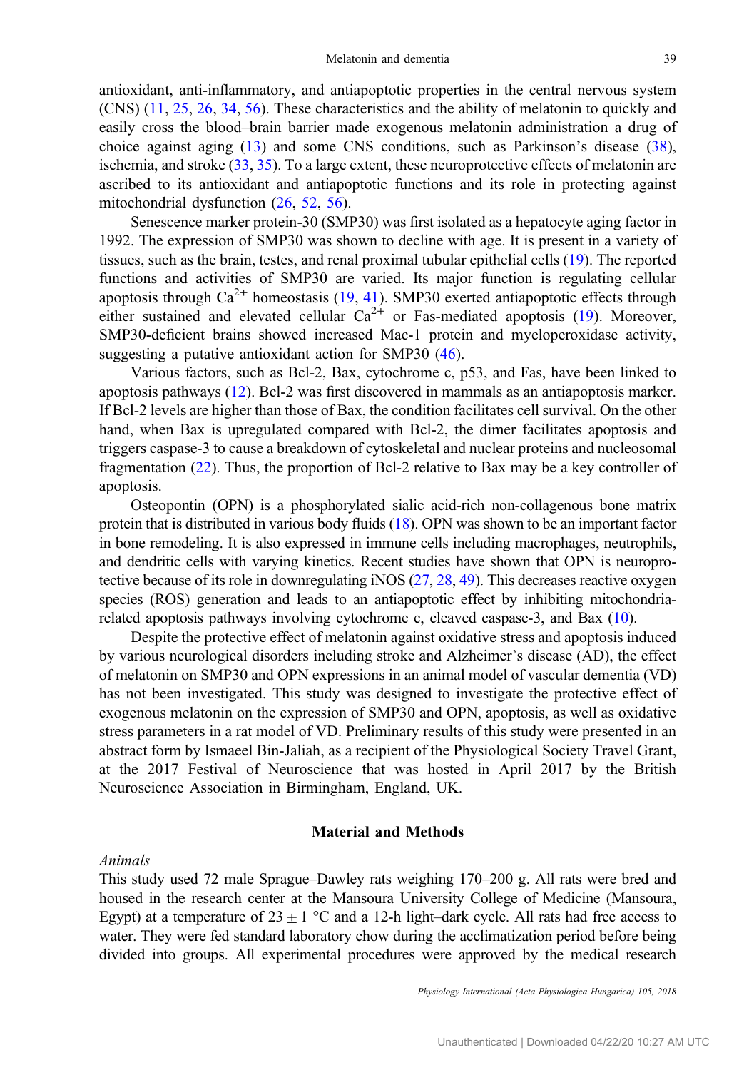antioxidant, anti-inflammatory, and antiapoptotic properties in the central nervous system (CNS) (11, 25, 26, 34, 56). These characteristics and the ability of melatonin to quickly and easily cross the blood–brain barrier made exogenous melatonin administration a drug of choice against aging (13) and some CNS conditions, such as Parkinson's disease (38), ischemia, and stroke (33, 35). To a large extent, these neuroprotective effects of melatonin are ascribed to its antioxidant and antiapoptotic functions and its role in protecting against mitochondrial dysfunction (26, 52, 56).

Senescence marker protein-30 (SMP30) was first isolated as a hepatocyte aging factor in 1992. The expression of SMP30 was shown to decline with age. It is present in a variety of tissues, such as the brain, testes, and renal proximal tubular epithelial cells (19). The reported functions and activities of SMP30 are varied. Its major function is regulating cellular apoptosis through $Ca^{2+}$ homeostasis (19, 41). SMP30 exerted antiapoptotic effects through either sustained and elevated cellular $Ca^{2+}$ or Fas-mediated apoptosis (19). Moreover, SMP30-deficient brains showed increased Mac-1 protein and myeloperoxidase activity, suggesting a putative antioxidant action for SMP30 (46).

Various factors, such as Bcl-2, Bax, cytochrome c, p53, and Fas, have been linked to apoptosis pathways (12). Bcl-2 was first discovered in mammals as an antiapoptosis marker. If Bcl-2 levels are higher than those of Bax, the condition facilitates cell survival. On the other hand, when Bax is upregulated compared with Bcl-2, the dimer facilitates apoptosis and triggers caspase-3 to cause a breakdown of cytoskeletal and nuclear proteins and nucleosomal fragmentation (22). Thus, the proportion of Bcl-2 relative to Bax may be a key controller of apoptosis.

Osteopontin (OPN) is a phosphorylated sialic acid-rich non-collagenous bone matrix protein that is distributed in various body fluids (18). OPN was shown to be an important factor in bone remodeling. It is also expressed in immune cells including macrophages, neutrophils, and dendritic cells with varying kinetics. Recent studies have shown that OPN is neuroprotective because of its role in downregulating iNOS (27, 28, 49). This decreases reactive oxygen species (ROS) generation and leads to an antiapoptotic effect by inhibiting mitochondria-related apoptosis pathways involving cytochrome c, cleaved caspase-3, and Bax (10).

Despite the protective effect of melatonin against oxidative stress and apoptosis induced by various neurological disorders including stroke and Alzheimer's disease (AD), the effect of melatonin on SMP30 and OPN expressions in an animal model of vascular dementia (VD) has not been investigated. This study was designed to investigate the protective effect of exogenous melatonin on the expression of SMP30 and OPN, apoptosis, as well as oxidative stress parameters in a rat model of VD. Preliminary results of this study were presented in an abstract form by Ismaeel Bin-Jaliah, as a recipient of the Physiological Society Travel Grant, at the 2017 Festival of Neuroscience that was hosted in April 2017 by the British Neuroscience Association in Birmingham, England, UK.

## Material and Methods

*Animals*

This study used 72 male Sprague–Dawley rats weighing 170–200 g. All rats were bred and housed in the research center at the Mansoura University College of Medicine (Mansoura, Egypt) at a temperature of 23 ± 1 °C and a 12-h light–dark cycle. All rats had free access to water. They were fed standard laboratory chow during the acclimatization period before being divided into groups. All experimental procedures were approved by the medical research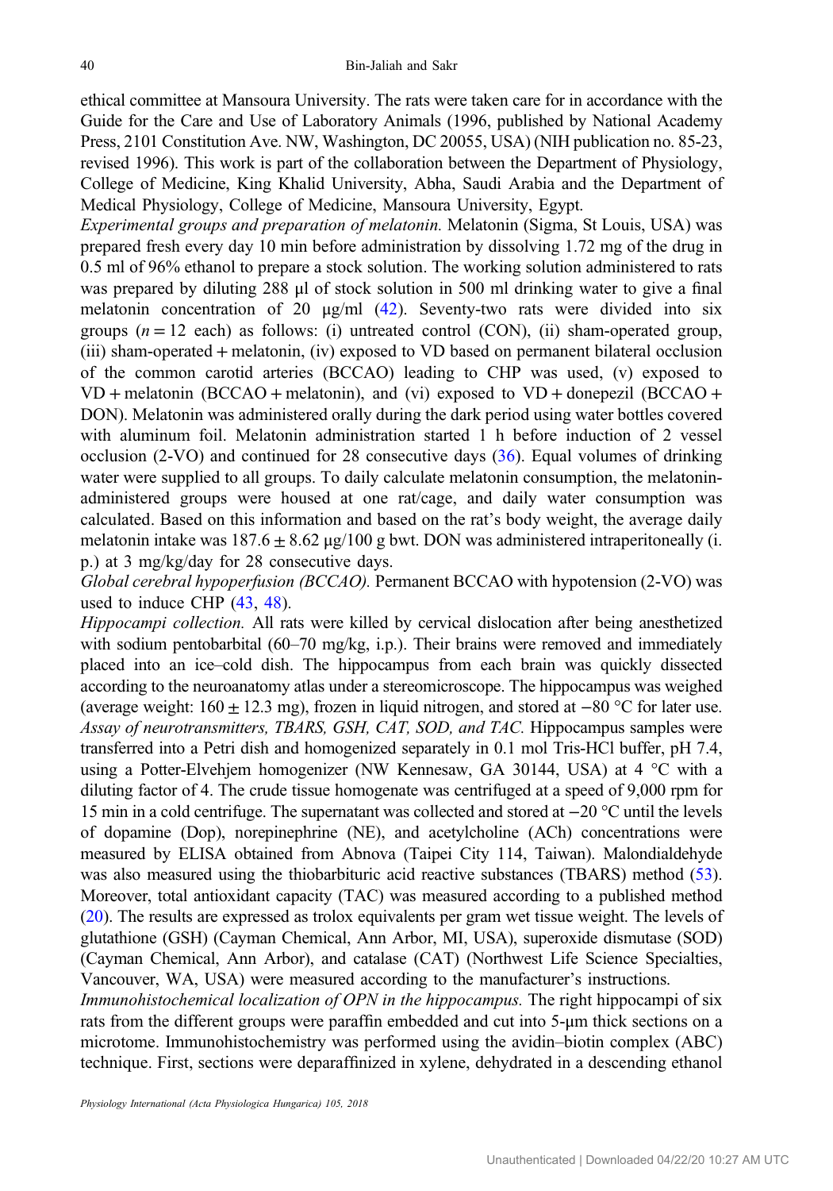ethical committee at Mansoura University. The rats were taken care for in accordance with the Guide for the Care and Use of Laboratory Animals (1996, published by National Academy Press, 2101 Constitution Ave. NW, Washington, DC 20055, USA) (NIH publication no. 85-23, revised 1996). This work is part of the collaboration between the Department of Physiology, College of Medicine, King Khalid University, Abha, Saudi Arabia and the Department of Medical Physiology, College of Medicine, Mansoura University, Egypt.

*Experimental groups and preparation of melatonin.* Melatonin (Sigma, St Louis, USA) was prepared fresh every day 10 min before administration by dissolving 1.72 mg of the drug in 0.5 ml of 96% ethanol to prepare a stock solution. The working solution administered to rats was prepared by diluting 288 μl of stock solution in 500 ml drinking water to give a final melatonin concentration of 20 μg/ml (42). Seventy-two rats were divided into six groups ($n = 12$ each) as follows: (i) untreated control (CON), (ii) sham-operated group, (iii) sham-operated + melatonin, (iv) exposed to VD based on permanent bilateral occlusion of the common carotid arteries (BCCAO) leading to CHP was used, (v) exposed to VD + melatonin (BCCAO + melatonin), and (vi) exposed to VD + donepezil (BCCAO + DON). Melatonin was administered orally during the dark period using water bottles covered with aluminum foil. Melatonin administration started 1 h before induction of 2 vessel occlusion (2-VO) and continued for 28 consecutive days (36). Equal volumes of drinking water were supplied to all groups. To daily calculate melatonin consumption, the melatonin-administered groups were housed at one rat/cage, and daily water consumption was calculated. Based on this information and based on the rat's body weight, the average daily melatonin intake was $187.6 \pm 8.62$ μg/100 g bwt. DON was administered intraperitoneally (i.p.) at 3 mg/kg/day for 28 consecutive days.

*Global cerebral hypoperfusion (BCCAO).* Permanent BCCAO with hypotension (2-VO) was used to induce CHP (43, 48).

*Hippocampi collection.* All rats were killed by cervical dislocation after being anesthetized with sodium pentobarbital (60–70 mg/kg, i.p.). Their brains were removed and immediately placed into an ice–cold dish. The hippocampus from each brain was quickly dissected according to the neuroanatomy atlas under a stereomicroscope. The hippocampus was weighed (average weight: $160 \pm 12.3$ mg), frozen in liquid nitrogen, and stored at −80 °C for later use.

*Assay of neurotransmitters, TBARS, GSH, CAT, SOD, and TAC.* Hippocampus samples were transferred into a Petri dish and homogenized separately in 0.1 mol Tris-HCl buffer, pH 7.4, using a Potter-Elvehjem homogenizer (NW Kennesaw, GA 30144, USA) at 4 °C with a diluting factor of 4. The crude tissue homogenate was centrifuged at a speed of 9,000 rpm for 15 min in a cold centrifuge. The supernatant was collected and stored at −20 °C until the levels of dopamine (Dop), norepinephrine (NE), and acetylcholine (ACh) concentrations were measured by ELISA obtained from Abnova (Taipei City 114, Taiwan). Malondialdehyde was also measured using the thiobarbituric acid reactive substances (TBARS) method (53). Moreover, total antioxidant capacity (TAC) was measured according to a published method (20). The results are expressed as trolox equivalents per gram wet tissue weight. The levels of glutathione (GSH) (Cayman Chemical, Ann Arbor, MI, USA), superoxide dismutase (SOD) (Cayman Chemical, Ann Arbor), and catalase (CAT) (Northwest Life Science Specialties, Vancouver, WA, USA) were measured according to the manufacturer's instructions.

*Immunohistochemical localization of OPN in the hippocampus.* The right hippocampi of six rats from the different groups were paraffin embedded and cut into 5-μm thick sections on a microtome. Immunohistochemistry was performed using the avidin–biotin complex (ABC) technique. First, sections were deparaffinized in xylene, dehydrated in a descending ethanol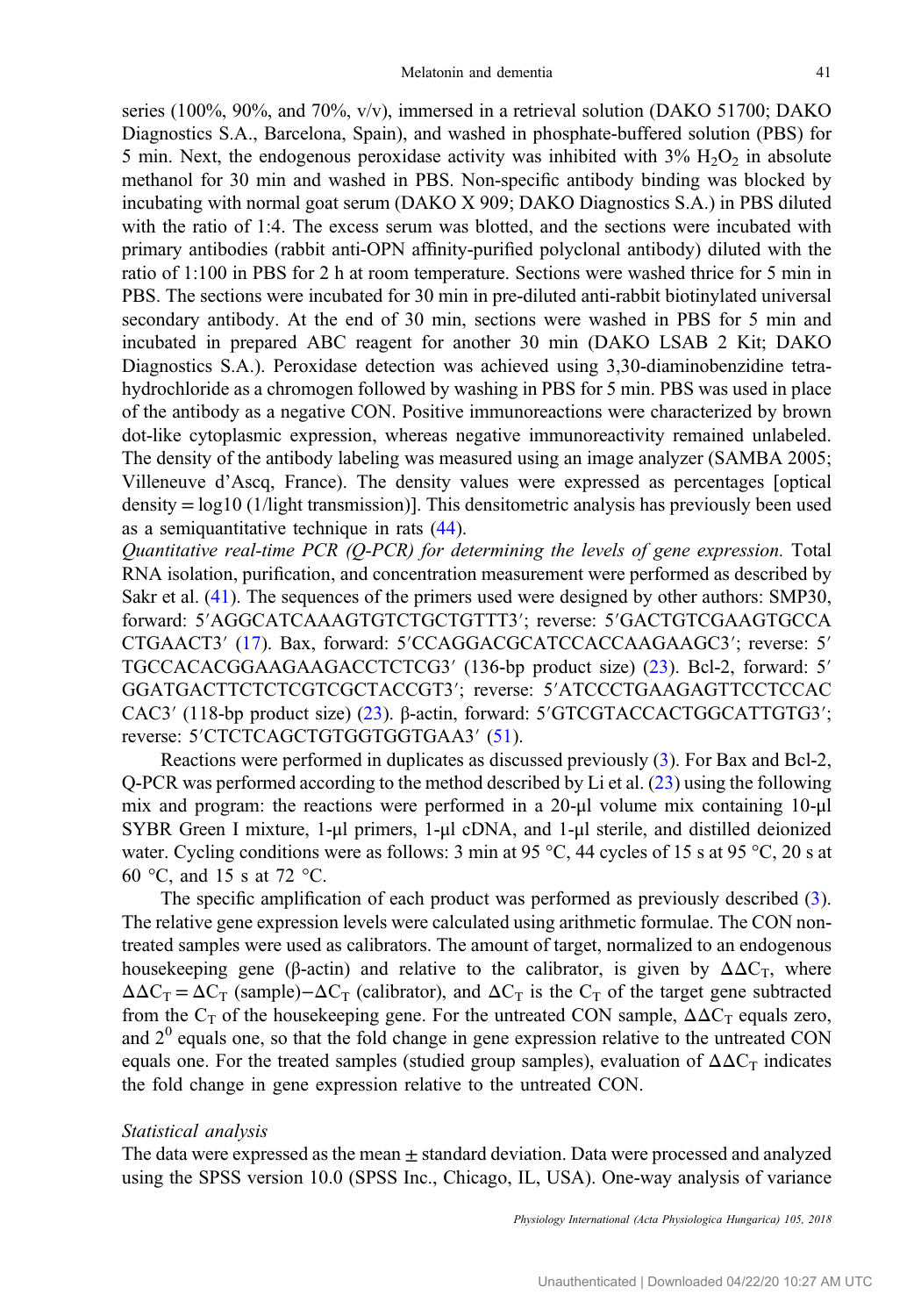series (100%, 90%, and 70%, v/v), immersed in a retrieval solution (DAKO 51700; DAKO Diagnostics S.A., Barcelona, Spain), and washed in phosphate-buffered solution (PBS) for 5 min. Next, the endogenous peroxidase activity was inhibited with 3% $H_2O_2$ in absolute methanol for 30 min and washed in PBS. Non-specific antibody binding was blocked by incubating with normal goat serum (DAKO X 909; DAKO Diagnostics S.A.) in PBS diluted with the ratio of 1:4. The excess serum was blotted, and the sections were incubated with primary antibodies (rabbit anti-OPN affinity-purified polyclonal antibody) diluted with the ratio of 1:100 in PBS for 2 h at room temperature. Sections were washed thrice for 5 min in PBS. The sections were incubated for 30 min in pre-diluted anti-rabbit biotinylated universal secondary antibody. At the end of 30 min, sections were washed in PBS for 5 min and incubated in prepared ABC reagent for another 30 min (DAKO LSAB 2 Kit; DAKO Diagnostics S.A.). Peroxidase detection was achieved using 3,30-diaminobenzidine tetrahydrochloride as a chromogen followed by washing in PBS for 5 min. PBS was used in place of the antibody as a negative CON. Positive immunoreactions were characterized by brown dot-like cytoplasmic expression, whereas negative immunoreactivity remained unlabeled. The density of the antibody labeling was measured using an image analyzer (SAMBA 2005; Villeneuve d'Ascq, France). The density values were expressed as percentages [optical density = log10 (1/light transmission)]. This densitometric analysis has previously been used as a semiquantitative technique in rats (44).

*Quantitative real-time PCR (Q-PCR) for determining the levels of gene expression.* Total RNA isolation, purification, and concentration measurement were performed as described by Sakr et al. (41). The sequences of the primers used were designed by other authors: SMP30, forward: 5′AGGCATCAAAGTGTCTGCTGTTT3′; reverse: 5′GACTGTCGAAGTGCCACTGAACT3′ (17). Bax, forward: 5′CCAGGACGCATCCACCAAGAAGC3′; reverse: 5′TGCCACACGGAAGAAGACCTCTCG3′ (136-bp product size) (23). Bcl-2, forward: 5′GGATGACTTCTCTCGTCGCTACCGT3′; reverse: 5′ATCCCTGAAGAGTTCCTCCACCAC3′ (118-bp product size) (23). β-actin, forward: 5′GTCGTACCACTGGCATTGTG3′; reverse: 5′CTCTCAGCTGTGGTGGTGAA3′ (51).

Reactions were performed in duplicates as discussed previously (3). For Bax and Bcl-2, Q-PCR was performed according to the method described by Li et al. (23) using the following mix and program: the reactions were performed in a 20-μl volume mix containing 10-μl SYBR Green I mixture, 1-μl primers, 1-μl cDNA, and 1-μl sterile, and distilled deionized water. Cycling conditions were as follows: 3 min at 95 °C, 44 cycles of 15 s at 95 °C, 20 s at 60 °C, and 15 s at 72 °C.

The specific amplification of each product was performed as previously described (3). The relative gene expression levels were calculated using arithmetic formulae. The CON non-treated samples were used as calibrators. The amount of target, normalized to an endogenous housekeeping gene (β-actin) and relative to the calibrator, is given by $\Delta\Delta C_T$, where $\Delta\Delta C_T = \Delta C_T$ (sample)$-\Delta C_T$ (calibrator), and $\Delta C_T$ is the $C_T$ of the target gene subtracted from the $C_T$ of the housekeeping gene. For the untreated CON sample, $\Delta\Delta C_T$ equals zero, and $2^0$ equals one, so that the fold change in gene expression relative to the untreated CON equals one. For the treated samples (studied group samples), evaluation of $\Delta\Delta C_T$ indicates the fold change in gene expression relative to the untreated CON.

*Statistical analysis*

The data were expressed as the mean ± standard deviation. Data were processed and analyzed using the SPSS version 10.0 (SPSS Inc., Chicago, IL, USA). One-way analysis of variance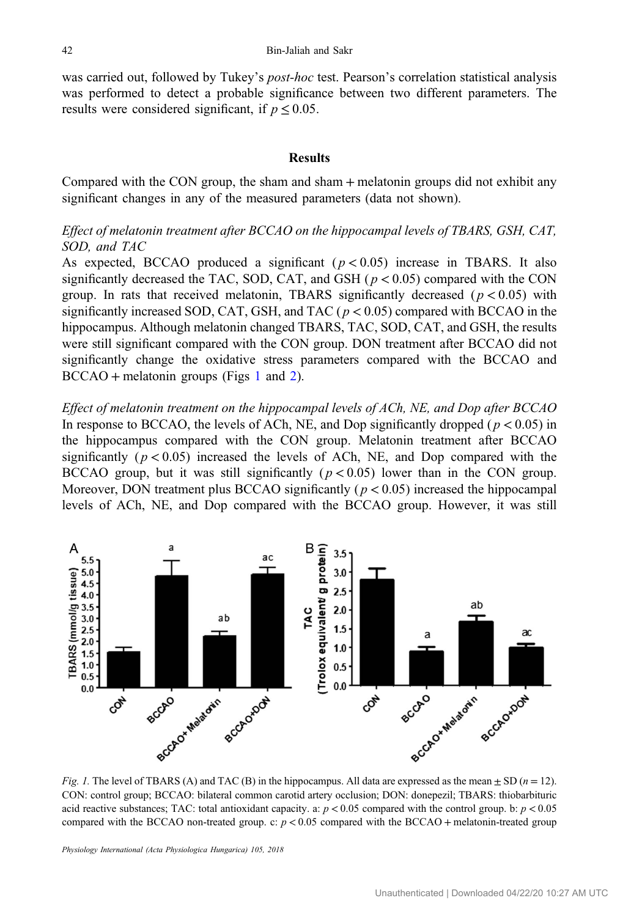was carried out, followed by Tukey's *post-hoc* test. Pearson's correlation statistical analysis was performed to detect a probable significance between two different parameters. The results were considered significant, if $p \leq 0.05$.

## Results

Compared with the CON group, the sham and sham + melatonin groups did not exhibit any significant changes in any of the measured parameters (data not shown).

*Effect of melatonin treatment after BCCAO on the hippocampal levels of TBARS, GSH, CAT, SOD, and TAC*

As expected, BCCAO produced a significant ($p < 0.05$) increase in TBARS. It also significantly decreased the TAC, SOD, CAT, and GSH ($p < 0.05$) compared with the CON group. In rats that received melatonin, TBARS significantly decreased ($p < 0.05$) with significantly increased SOD, CAT, GSH, and TAC ($p < 0.05$) compared with BCCAO in the hippocampus. Although melatonin changed TBARS, TAC, SOD, CAT, and GSH, the results were still significant compared with the CON group. DON treatment after BCCAO did not significantly change the oxidative stress parameters compared with the BCCAO and BCCAO + melatonin groups (Figs 1 and 2).

*Effect of melatonin treatment on the hippocampal levels of ACh, NE, and Dop after BCCAO*

In response to BCCAO, the levels of ACh, NE, and Dop significantly dropped ($p < 0.05$) in the hippocampus compared with the CON group. Melatonin treatment after BCCAO significantly ($p < 0.05$) increased the levels of ACh, NE, and Dop compared with the BCCAO group, but it was still significantly ($p < 0.05$) lower than in the CON group. Moreover, DON treatment plus BCCAO significantly ($p < 0.05$) increased the hippocampal levels of ACh, NE, and Dop compared with the BCCAO group. However, it was still

A
TBARS (mmol/g tissue)
0.0 0.5 1.0 1.5 2.0 2.5 3.0 3.5 4.0 4.5 5.0 5.5
a ab ac
CON BCCAO BCCAO+Melatonin BCCAO+DON

B
TAC (Trolox equivalent/ g protein)
0.0 0.5 1.0 1.5 2.0 2.5 3.0 3.5
a ab ac
CON BCCAO BCCAO+Melatonin BCCAO+DON

*Fig. 1.* The level of TBARS (A) and TAC (B) in the hippocampus. All data are expressed as the mean ± SD ($n = 12$). CON: control group; BCCAO: bilateral common carotid artery occlusion; DON: donepezil; TBARS: thiobarbituric acid reactive substances; TAC: total antioxidant capacity. a: $p < 0.05$ compared with the control group. b: $p < 0.05$ compared with the BCCAO non-treated group. c: $p < 0.05$ compared with the BCCAO + melatonin-treated group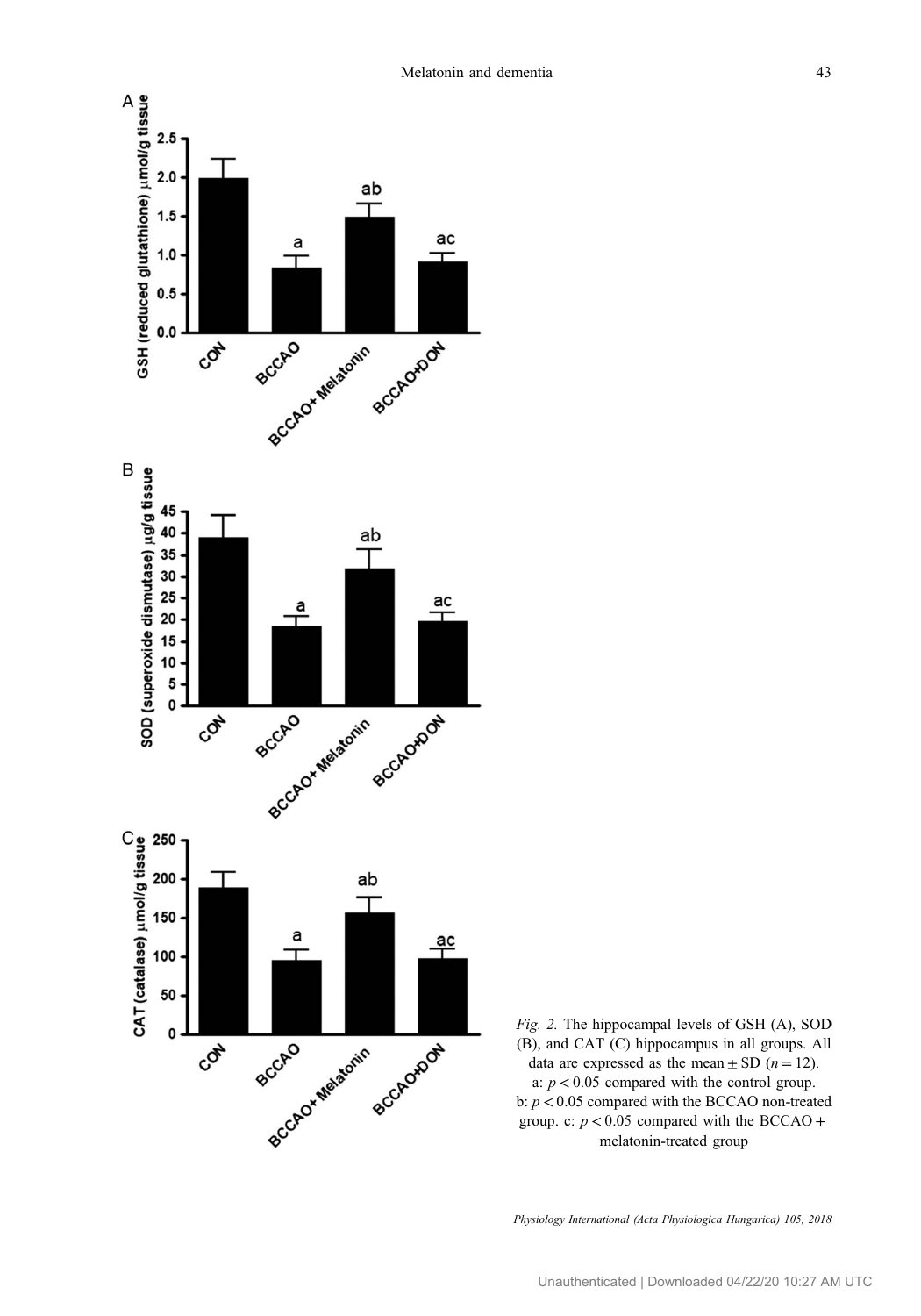A

GSH (reduced glutathione) μmol/g tissue

2.5
2.0
1.5
1.0
0.5
0.0

a
ab
ac

CON
BCCAO
BCCAO+ Melatonin
BCCAO+DON

B

SOD (superoxide dismutase) μg/g tissue

45
40
35
30
25
20
15
10
5
0

a
ab
ac

CON
BCCAO
BCCAO+ Melatonin
BCCAO+DON

C

CAT (catalase) μmol/g tissue

250
200
150
100
50
0

a
ab
ac

CON
BCCAO
BCCAO+ Melatonin
BCCAO+DON

*Fig. 2.* The hippocampal levels of GSH (A), SOD (B), and CAT (C) hippocampus in all groups. All data are expressed as the mean ± SD ($n = 12$). a: $p < 0.05$ compared with the control group. b: $p < 0.05$ compared with the BCCAO non-treated group. c: $p < 0.05$ compared with the BCCAO + melatonin-treated group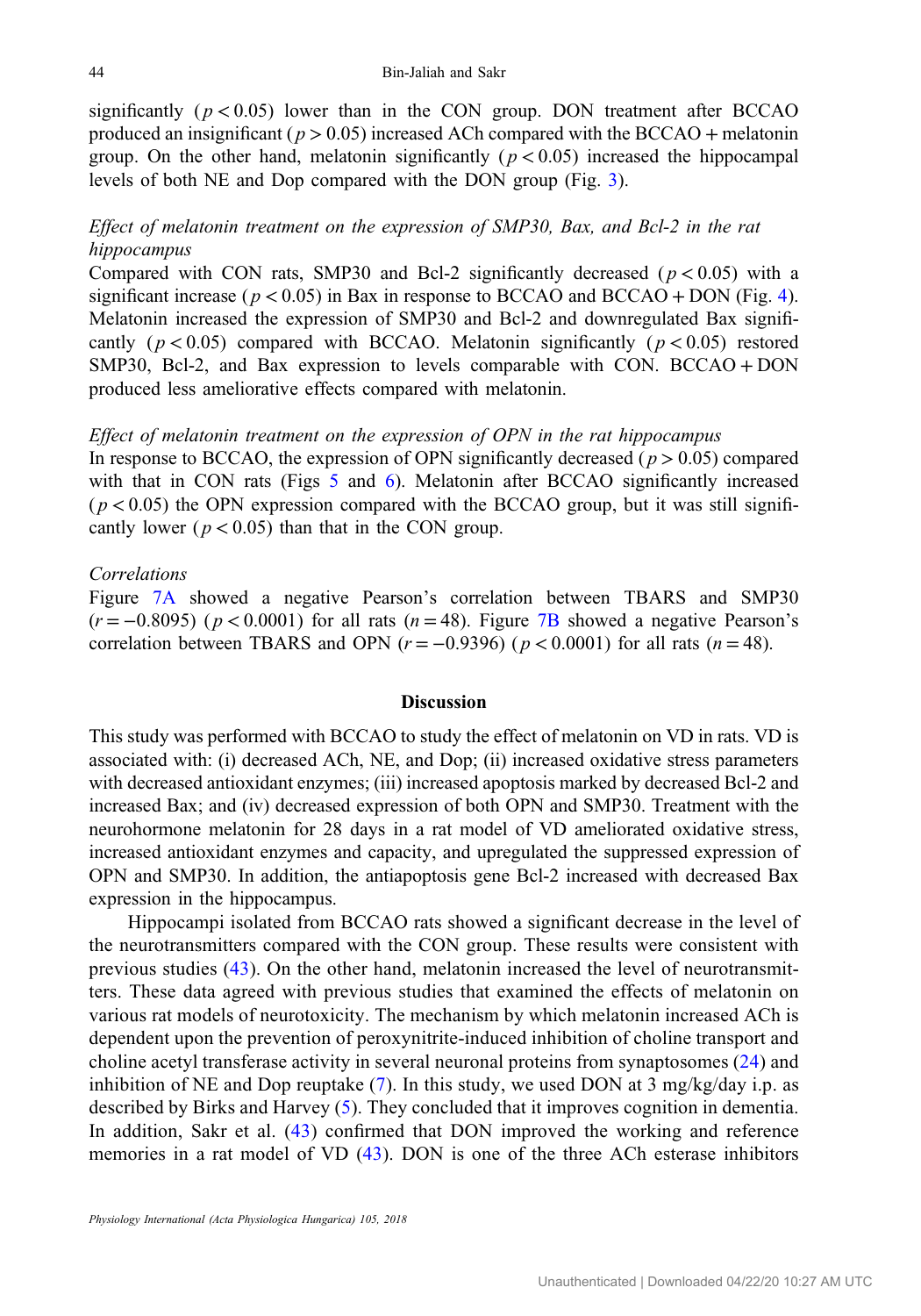significantly ($p < 0.05$) lower than in the CON group. DON treatment after BCCAO produced an insignificant ($p > 0.05$) increased ACh compared with the BCCAO + melatonin group. On the other hand, melatonin significantly ($p < 0.05$) increased the hippocampal levels of both NE and Dop compared with the DON group (Fig. 3).

*Effect of melatonin treatment on the expression of SMP30, Bax, and Bcl-2 in the rat hippocampus*

Compared with CON rats, SMP30 and Bcl-2 significantly decreased ($p < 0.05$) with a significant increase ($p < 0.05$) in Bax in response to BCCAO and BCCAO + DON (Fig. 4). Melatonin increased the expression of SMP30 and Bcl-2 and downregulated Bax significantly ($p < 0.05$) compared with BCCAO. Melatonin significantly ($p < 0.05$) restored SMP30, Bcl-2, and Bax expression to levels comparable with CON. BCCAO + DON produced less ameliorative effects compared with melatonin.

*Effect of melatonin treatment on the expression of OPN in the rat hippocampus*

In response to BCCAO, the expression of OPN significantly decreased ($p > 0.05$) compared with that in CON rats (Figs 5 and 6). Melatonin after BCCAO significantly increased ($p < 0.05$) the OPN expression compared with the BCCAO group, but it was still significantly lower ($p < 0.05$) than that in the CON group.

*Correlations*

Figure 7A showed a negative Pearson's correlation between TBARS and SMP30 ($r = -0.8095$) ($p < 0.0001$) for all rats ($n = 48$). Figure 7B showed a negative Pearson's correlation between TBARS and OPN ($r = -0.9396$) ($p < 0.0001$) for all rats ($n = 48$).

## Discussion

This study was performed with BCCAO to study the effect of melatonin on VD in rats. VD is associated with: (i) decreased ACh, NE, and Dop; (ii) increased oxidative stress parameters with decreased antioxidant enzymes; (iii) increased apoptosis marked by decreased Bcl-2 and increased Bax; and (iv) decreased expression of both OPN and SMP30. Treatment with the neurohormone melatonin for 28 days in a rat model of VD ameliorated oxidative stress, increased antioxidant enzymes and capacity, and upregulated the suppressed expression of OPN and SMP30. In addition, the antiapoptosis gene Bcl-2 increased with decreased Bax expression in the hippocampus.

Hippocampi isolated from BCCAO rats showed a significant decrease in the level of the neurotransmitters compared with the CON group. These results were consistent with previous studies (43). On the other hand, melatonin increased the level of neurotransmitters. These data agreed with previous studies that examined the effects of melatonin on various rat models of neurotoxicity. The mechanism by which melatonin increased ACh is dependent upon the prevention of peroxynitrite-induced inhibition of choline transport and choline acetyl transferase activity in several neuronal proteins from synaptosomes (24) and inhibition of NE and Dop reuptake (7). In this study, we used DON at 3 mg/kg/day i.p. as described by Birks and Harvey (5). They concluded that it improves cognition in dementia. In addition, Sakr et al. (43) confirmed that DON improved the working and reference memories in a rat model of VD (43). DON is one of the three ACh esterase inhibitors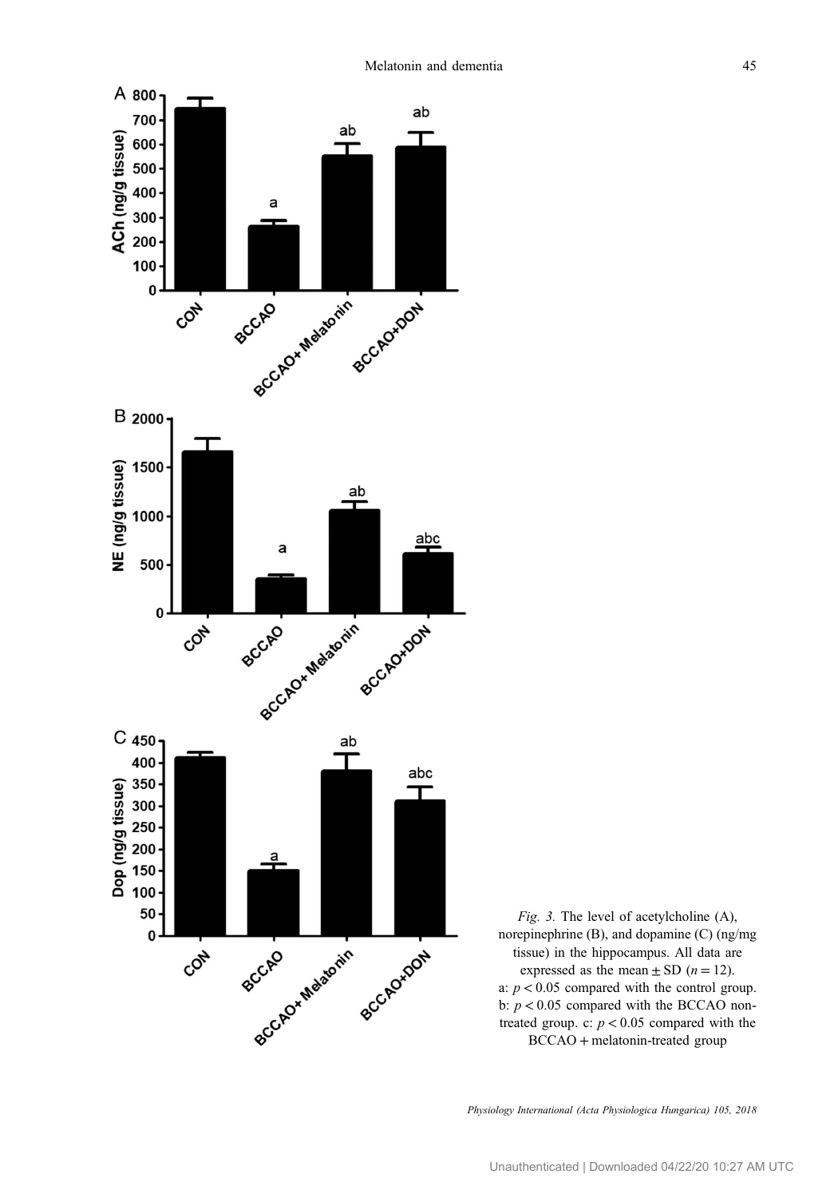A

ACh (ng/g tissue)

800
700
600
500
400
300
200
100
0

a
ab
ab

CON
BCCAO
BCCAO+ Melatonin
BCCAO+DON

B

NE (ng/g tissue)

2000
1500
1000
500
0

a
ab
abc

CON
BCCAO
BCCAO+ Melatonin
BCCAO+DON

C

Dop (ng/g tissue)

450
400
350
300
250
200
150
100
50
0

a
ab
abc

CON
BCCAO
BCCAO+ Melatonin
BCCAO+DON

*Fig. 3.* The level of acetylcholine (A), norepinephrine (B), and dopamine (C) (ng/mg tissue) in the hippocampus. All data are expressed as the mean ± SD ($n = 12$). a: $p < 0.05$ compared with the control group. b: $p < 0.05$ compared with the BCCAO non-treated group. c: $p < 0.05$ compared with the BCCAO + melatonin-treated group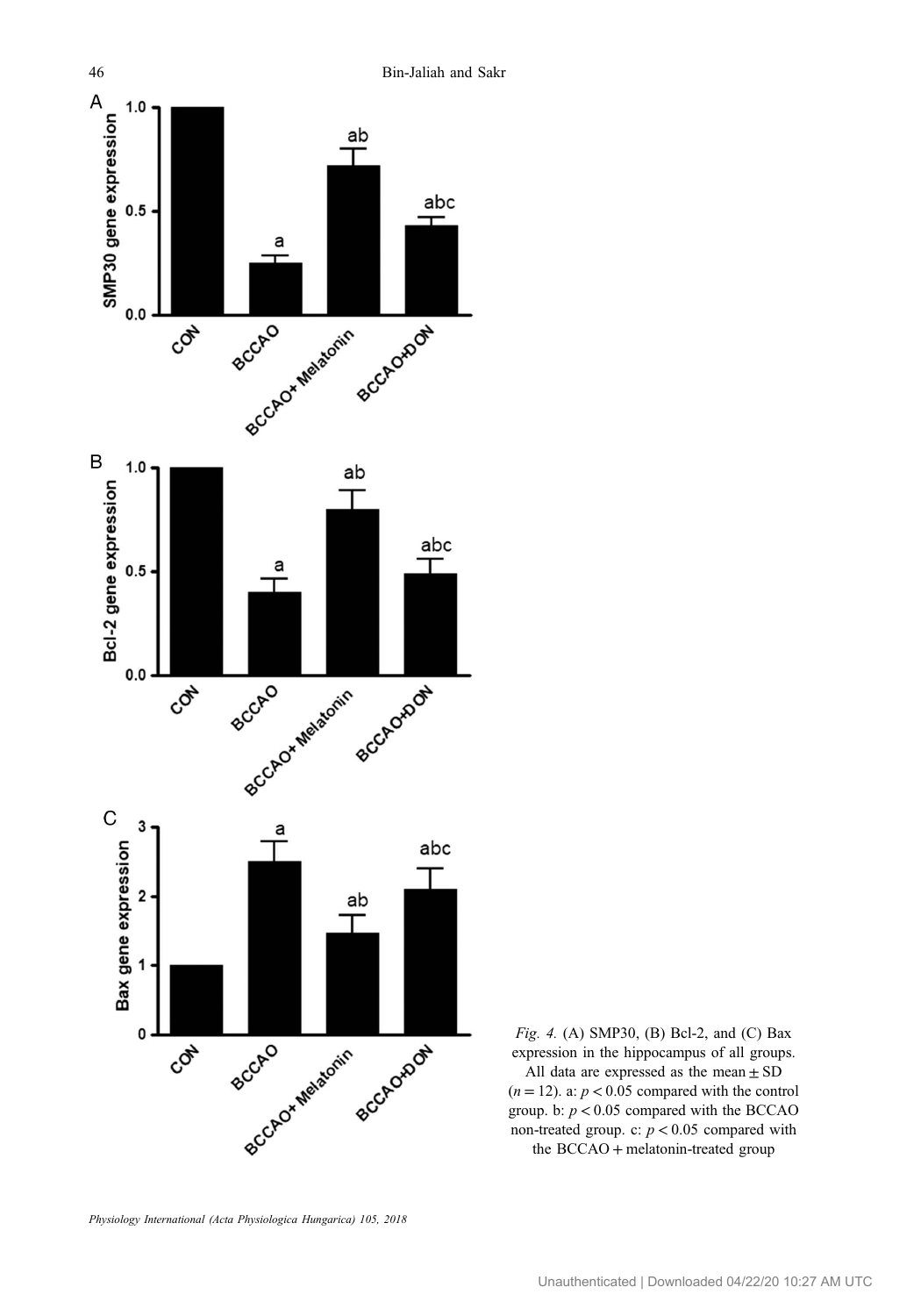A

SMP30 gene expression

1.0

0.5

0.0

a

ab

abc

CON

BCCAO

BCCAO+ Melatonin

BCCAO+DON

B

Bcl-2 gene expression

1.0

0.5

0.0

a

ab

abc

CON

BCCAO

BCCAO+ Melatonin

BCCAO+DON

C

Bax gene expression

3

2

1

0

a

ab

abc

CON

BCCAO

BCCAO+ Melatonin

BCCAO+DON

*Fig. 4.* (A) SMP30, (B) Bcl-2, and (C) Bax expression in the hippocampus of all groups. All data are expressed as the mean ± SD ($n = 12$). a: $p < 0.05$ compared with the control group. b: $p < 0.05$ compared with the BCCAO non-treated group. c: $p < 0.05$ compared with the BCCAO + melatonin-treated group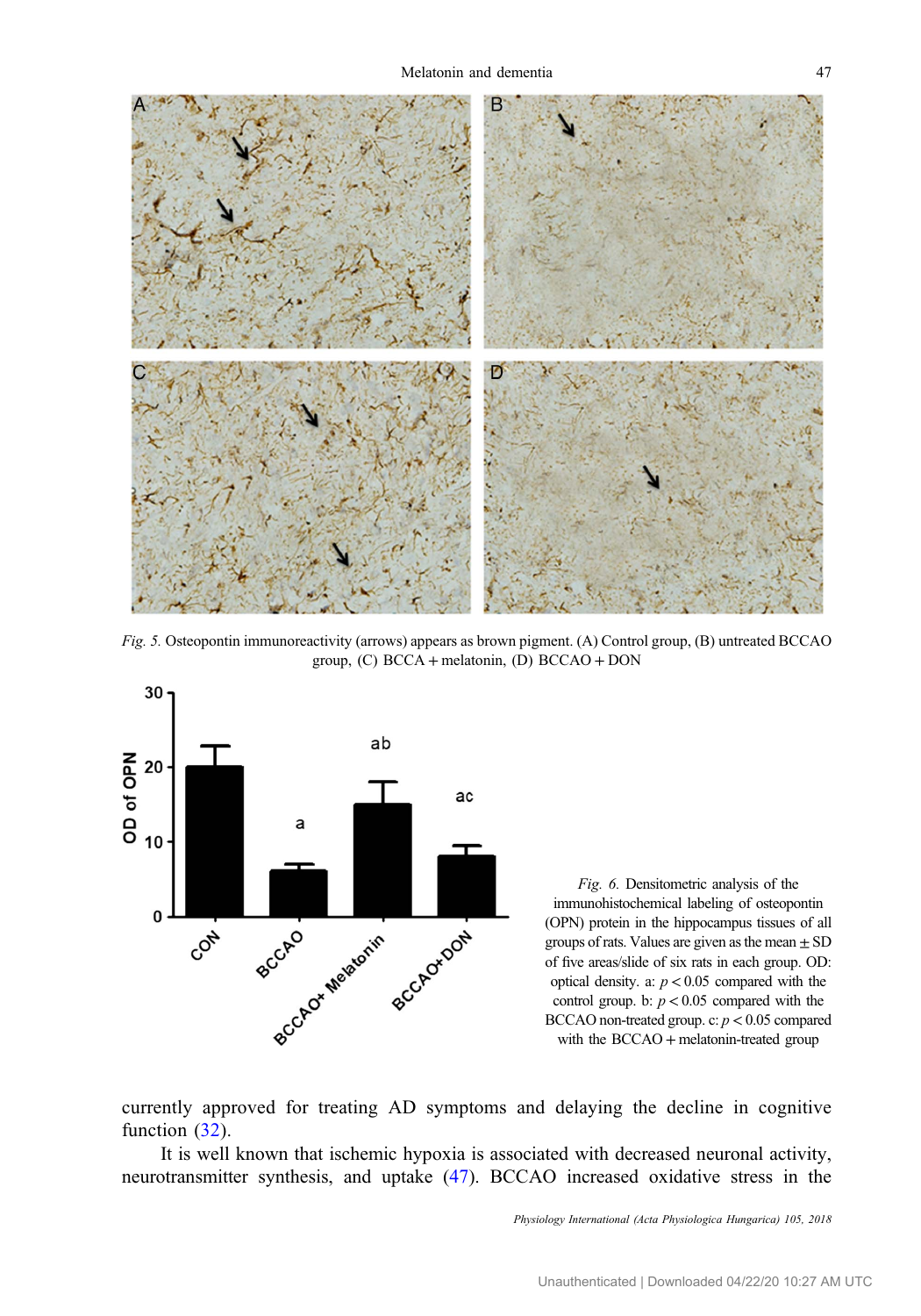A

B

C

D

*Fig. 5.* Osteopontin immunoreactivity (arrows) appears as brown pigment. (A) Control group, (B) untreated BCCAO group, (C) BCCA + melatonin, (D) BCCAO + DON

OD of OPN

30

20

10

0

a

ab

ac

CON

BCCAO

BCCAO+ Melatonin

BCCAO+DON

*Fig. 6.* Densitometric analysis of the immunohistochemical labeling of osteopontin (OPN) protein in the hippocampus tissues of all groups of rats. Values are given as the mean ± SD of five areas/slide of six rats in each group. OD: optical density. a: $p < 0.05$ compared with the control group. b: $p < 0.05$ compared with the BCCAO non-treated group. c: $p < 0.05$ compared with the BCCAO + melatonin-treated group

currently approved for treating AD symptoms and delaying the decline in cognitive function (32).

It is well known that ischemic hypoxia is associated with decreased neuronal activity, neurotransmitter synthesis, and uptake (47). BCCAO increased oxidative stress in the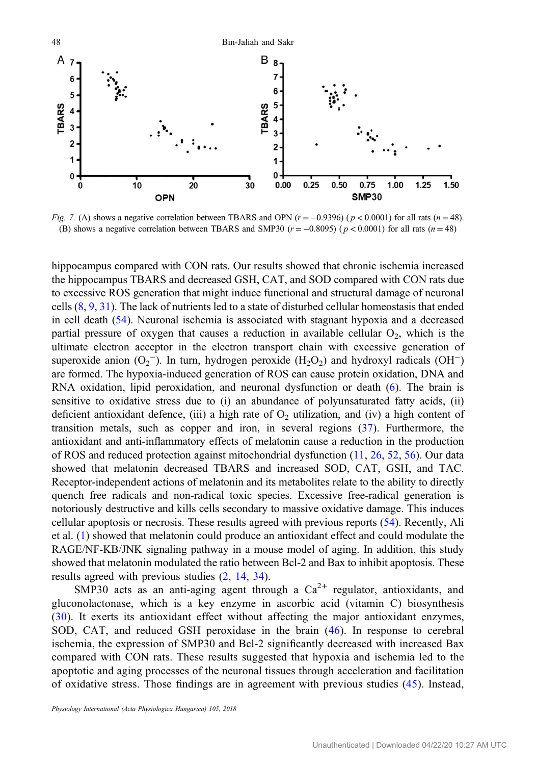A

TBARS

7
6
5
4
3
2
1
0

0 10 20 30

OPN

B

TBARS

8
7
6
5
4
3
2
1
0

0.00 0.25 0.50 0.75 1.00 1.25 1.50

SMP30

*Fig. 7.* (A) shows a negative correlation between TBARS and OPN ($r = -0.9396$) ($p < 0.0001$) for all rats ($n = 48$). (B) shows a negative correlation between TBARS and SMP30 ($r = -0.8095$) ($p < 0.0001$) for all rats ($n = 48$)

hippocampus compared with CON rats. Our results showed that chronic ischemia increased the hippocampus TBARS and decreased GSH, CAT, and SOD compared with CON rats due to excessive ROS generation that might induce functional and structural damage of neuronal cells (8, 9, 31). The lack of nutrients led to a state of disturbed cellular homeostasis that ended in cell death (54). Neuronal ischemia is associated with stagnant hypoxia and a decreased partial pressure of oxygen that causes a reduction in available cellular $O_2$, which is the ultimate electron acceptor in the electron transport chain with excessive generation of superoxide anion ($O_2^-$). In turn, hydrogen peroxide ($H_2O_2$) and hydroxyl radicals ($OH^-$) are formed. The hypoxia-induced generation of ROS can cause protein oxidation, DNA and RNA oxidation, lipid peroxidation, and neuronal dysfunction or death (6). The brain is sensitive to oxidative stress due to (i) an abundance of polyunsaturated fatty acids, (ii) deficient antioxidant defence, (iii) a high rate of $O_2$ utilization, and (iv) a high content of transition metals, such as copper and iron, in several regions (37). Furthermore, the antioxidant and anti-inflammatory effects of melatonin cause a reduction in the production of ROS and reduced protection against mitochondrial dysfunction (11, 26, 52, 56). Our data showed that melatonin decreased TBARS and increased SOD, CAT, GSH, and TAC. Receptor-independent actions of melatonin and its metabolites relate to the ability to directly quench free radicals and non-radical toxic species. Excessive free-radical generation is notoriously destructive and kills cells secondary to massive oxidative damage. This induces cellular apoptosis or necrosis. These results agreed with previous reports (54). Recently, Ali et al. (1) showed that melatonin could produce an antioxidant effect and could modulate the RAGE/NF-KB/JNK signaling pathway in a mouse model of aging. In addition, this study showed that melatonin modulated the ratio between Bcl-2 and Bax to inhibit apoptosis. These results agreed with previous studies (2, 14, 34).

SMP30 acts as an anti-aging agent through a $Ca^{2+}$ regulator, antioxidants, and gluconolactonase, which is a key enzyme in ascorbic acid (vitamin C) biosynthesis (30). It exerts its antioxidant effect without affecting the major antioxidant enzymes, SOD, CAT, and reduced GSH peroxidase in the brain (46). In response to cerebral ischemia, the expression of SMP30 and Bcl-2 significantly decreased with increased Bax compared with CON rats. These results suggested that hypoxia and ischemia led to the apoptotic and aging processes of the neuronal tissues through acceleration and facilitation of oxidative stress. Those findings are in agreement with previous studies (45). Instead,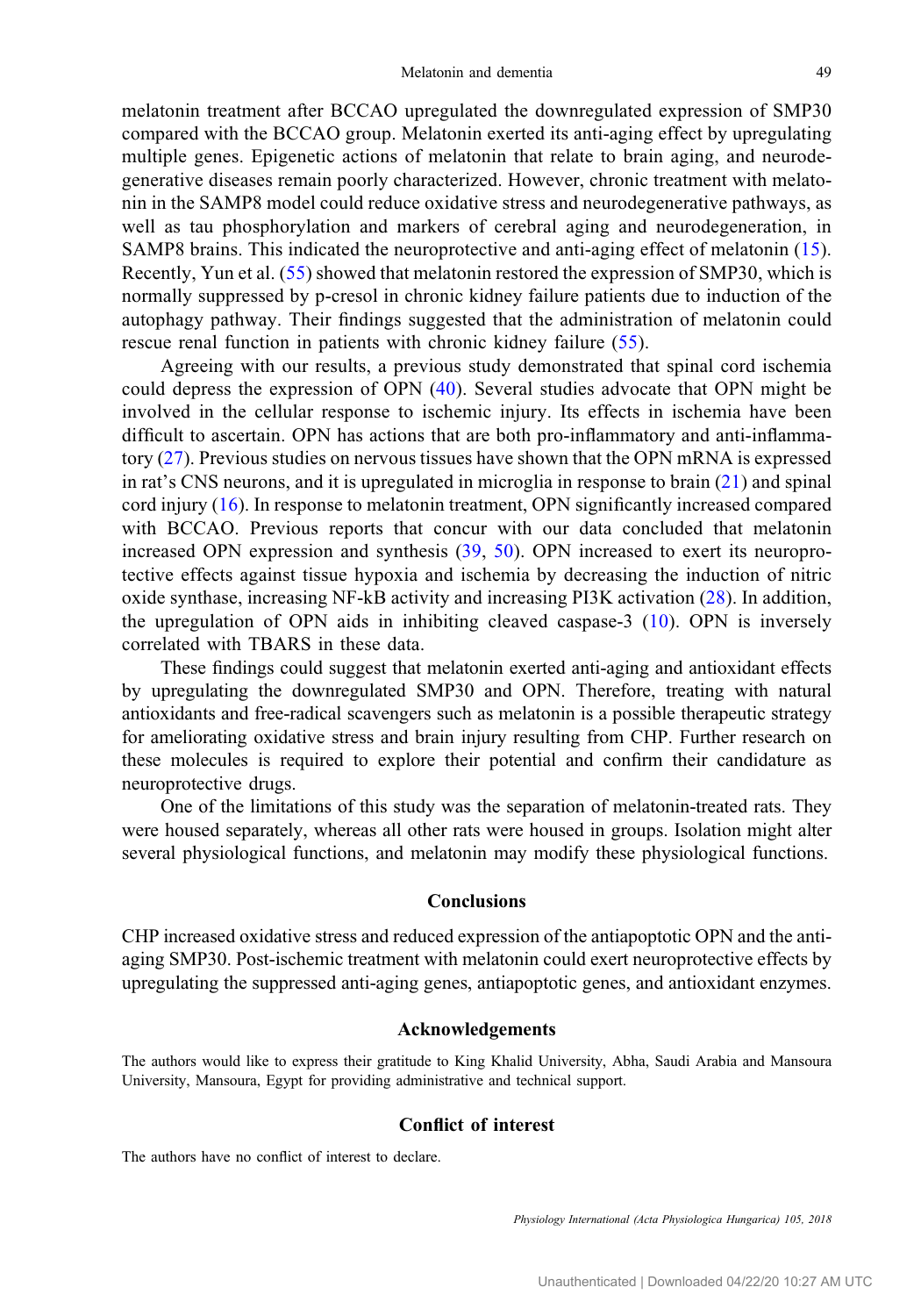melatonin treatment after BCCAO upregulated the downregulated expression of SMP30 compared with the BCCAO group. Melatonin exerted its anti-aging effect by upregulating multiple genes. Epigenetic actions of melatonin that relate to brain aging, and neurodegenerative diseases remain poorly characterized. However, chronic treatment with melatonin in the SAMP8 model could reduce oxidative stress and neurodegenerative pathways, as well as tau phosphorylation and markers of cerebral aging and neurodegeneration, in SAMP8 brains. This indicated the neuroprotective and anti-aging effect of melatonin (15). Recently, Yun et al. (55) showed that melatonin restored the expression of SMP30, which is normally suppressed by p-cresol in chronic kidney failure patients due to induction of the autophagy pathway. Their findings suggested that the administration of melatonin could rescue renal function in patients with chronic kidney failure (55).

Agreeing with our results, a previous study demonstrated that spinal cord ischemia could depress the expression of OPN (40). Several studies advocate that OPN might be involved in the cellular response to ischemic injury. Its effects in ischemia have been difficult to ascertain. OPN has actions that are both pro-inflammatory and anti-inflammatory (27). Previous studies on nervous tissues have shown that the OPN mRNA is expressed in rat's CNS neurons, and it is upregulated in microglia in response to brain (21) and spinal cord injury (16). In response to melatonin treatment, OPN significantly increased compared with BCCAO. Previous reports that concur with our data concluded that melatonin increased OPN expression and synthesis (39, 50). OPN increased to exert its neuroprotective effects against tissue hypoxia and ischemia by decreasing the induction of nitric oxide synthase, increasing NF-kB activity and increasing PI3K activation (28). In addition, the upregulation of OPN aids in inhibiting cleaved caspase-3 (10). OPN is inversely correlated with TBARS in these data.

These findings could suggest that melatonin exerted anti-aging and antioxidant effects by upregulating the downregulated SMP30 and OPN. Therefore, treating with natural antioxidants and free-radical scavengers such as melatonin is a possible therapeutic strategy for ameliorating oxidative stress and brain injury resulting from CHP. Further research on these molecules is required to explore their potential and confirm their candidature as neuroprotective drugs.

One of the limitations of this study was the separation of melatonin-treated rats. They were housed separately, whereas all other rats were housed in groups. Isolation might alter several physiological functions, and melatonin may modify these physiological functions.

## Conclusions

CHP increased oxidative stress and reduced expression of the antiapoptotic OPN and the anti-aging SMP30. Post-ischemic treatment with melatonin could exert neuroprotective effects by upregulating the suppressed anti-aging genes, antiapoptotic genes, and antioxidant enzymes.

## Acknowledgements

The authors would like to express their gratitude to King Khalid University, Abha, Saudi Arabia and Mansoura University, Mansoura, Egypt for providing administrative and technical support.

## Conflict of interest

The authors have no conflict of interest to declare.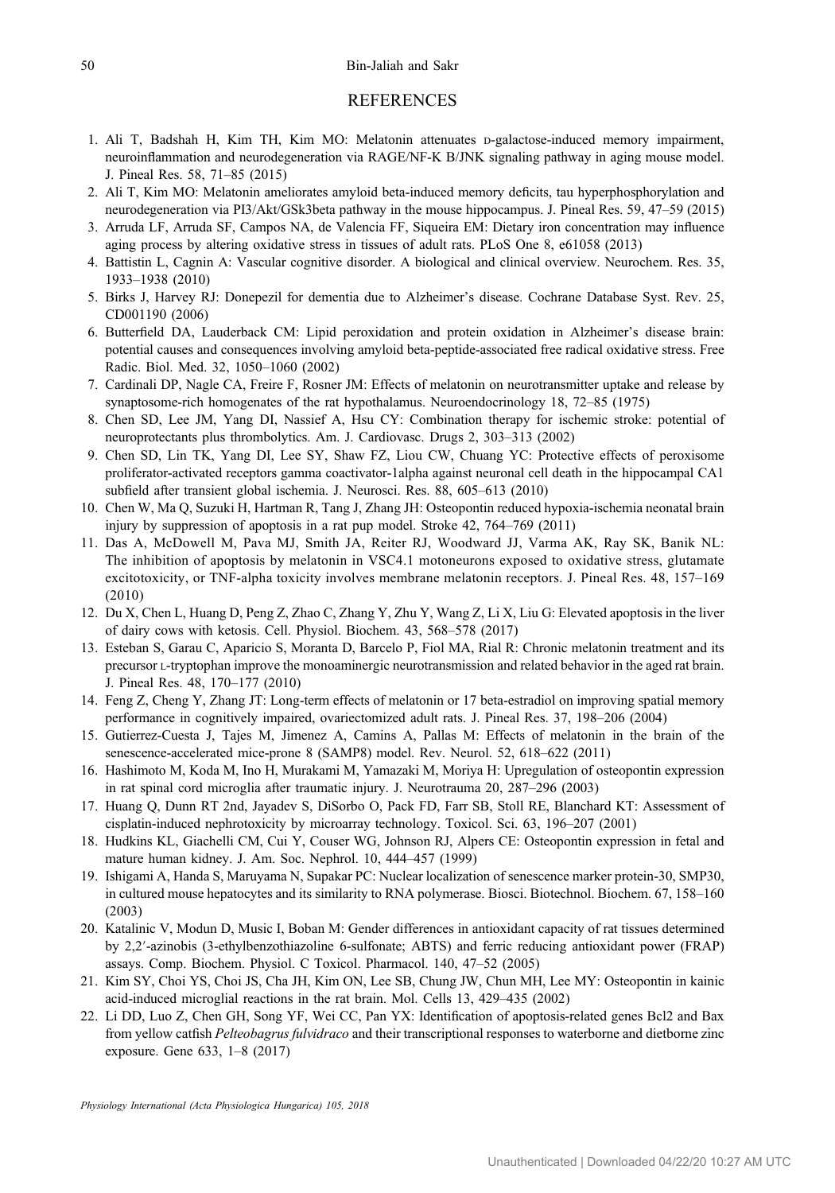## REFERENCES

1. Ali T, Badshah H, Kim TH, Kim MO: Melatonin attenuates D-galactose-induced memory impairment, neuroinflammation and neurodegeneration via RAGE/NF-K B/JNK signaling pathway in aging mouse model. J. Pineal Res. 58, 71–85 (2015)
2. Ali T, Kim MO: Melatonin ameliorates amyloid beta-induced memory deficits, tau hyperphosphorylation and neurodegeneration via PI3/Akt/GSk3beta pathway in the mouse hippocampus. J. Pineal Res. 59, 47–59 (2015)
3. Arruda LF, Arruda SF, Campos NA, de Valencia FF, Siqueira EM: Dietary iron concentration may influence aging process by altering oxidative stress in tissues of adult rats. PLoS One 8, e61058 (2013)
4. Battistin L, Cagnin A: Vascular cognitive disorder. A biological and clinical overview. Neurochem. Res. 35, 1933–1938 (2010)
5. Birks J, Harvey RJ: Donepezil for dementia due to Alzheimer's disease. Cochrane Database Syst. Rev. 25, CD001190 (2006)
6. Butterfield DA, Lauderback CM: Lipid peroxidation and protein oxidation in Alzheimer's disease brain: potential causes and consequences involving amyloid beta-peptide-associated free radical oxidative stress. Free Radic. Biol. Med. 32, 1050–1060 (2002)
7. Cardinali DP, Nagle CA, Freire F, Rosner JM: Effects of melatonin on neurotransmitter uptake and release by synaptosome-rich homogenates of the rat hypothalamus. Neuroendocrinology 18, 72–85 (1975)
8. Chen SD, Lee JM, Yang DI, Nassief A, Hsu CY: Combination therapy for ischemic stroke: potential of neuroprotectants plus thrombolytics. Am. J. Cardiovasc. Drugs 2, 303–313 (2002)
9. Chen SD, Lin TK, Yang DI, Lee SY, Shaw FZ, Liou CW, Chuang YC: Protective effects of peroxisome proliferator-activated receptors gamma coactivator-1alpha against neuronal cell death in the hippocampal CA1 subfield after transient global ischemia. J. Neurosci. Res. 88, 605–613 (2010)
10. Chen W, Ma Q, Suzuki H, Hartman R, Tang J, Zhang JH: Osteopontin reduced hypoxia-ischemia neonatal brain injury by suppression of apoptosis in a rat pup model. Stroke 42, 764–769 (2011)
11. Das A, McDowell M, Pava MJ, Smith JA, Reiter RJ, Woodward JJ, Varma AK, Ray SK, Banik NL: The inhibition of apoptosis by melatonin in VSC4.1 motoneurons exposed to oxidative stress, glutamate excitotoxicity, or TNF-alpha toxicity involves membrane melatonin receptors. J. Pineal Res. 48, 157–169 (2010)
12. Du X, Chen L, Huang D, Peng Z, Zhao C, Zhang Y, Zhu Y, Wang Z, Li X, Liu G: Elevated apoptosis in the liver of dairy cows with ketosis. Cell. Physiol. Biochem. 43, 568–578 (2017)
13. Esteban S, Garau C, Aparicio S, Moranta D, Barcelo P, Fiol MA, Rial R: Chronic melatonin treatment and its precursor L-tryptophan improve the monoaminergic neurotransmission and related behavior in the aged rat brain. J. Pineal Res. 48, 170–177 (2010)
14. Feng Z, Cheng Y, Zhang JT: Long-term effects of melatonin or 17 beta-estradiol on improving spatial memory performance in cognitively impaired, ovariectomized adult rats. J. Pineal Res. 37, 198–206 (2004)
15. Gutierrez-Cuesta J, Tajes M, Jimenez A, Camins A, Pallas M: Effects of melatonin in the brain of the senescence-accelerated mice-prone 8 (SAMP8) model. Rev. Neurol. 52, 618–622 (2011)
16. Hashimoto M, Koda M, Ino H, Murakami M, Yamazaki M, Moriya H: Upregulation of osteopontin expression in rat spinal cord microglia after traumatic injury. J. Neurotrauma 20, 287–296 (2003)
17. Huang Q, Dunn RT 2nd, Jayadev S, DiSorbo O, Pack FD, Farr SB, Stoll RE, Blanchard KT: Assessment of cisplatin-induced nephrotoxicity by microarray technology. Toxicol. Sci. 63, 196–207 (2001)
18. Hudkins KL, Giachelli CM, Cui Y, Couser WG, Johnson RJ, Alpers CE: Osteopontin expression in fetal and mature human kidney. J. Am. Soc. Nephrol. 10, 444–457 (1999)
19. Ishigami A, Handa S, Maruyama N, Supakar PC: Nuclear localization of senescence marker protein-30, SMP30, in cultured mouse hepatocytes and its similarity to RNA polymerase. Biosci. Biotechnol. Biochem. 67, 158–160 (2003)
20. Katalinic V, Modun D, Music I, Boban M: Gender differences in antioxidant capacity of rat tissues determined by 2,2′-azinobis (3-ethylbenzothiazoline 6-sulfonate; ABTS) and ferric reducing antioxidant power (FRAP) assays. Comp. Biochem. Physiol. C Toxicol. Pharmacol. 140, 47–52 (2005)
21. Kim SY, Choi YS, Choi JS, Cha JH, Kim ON, Lee SB, Chung JW, Chun MH, Lee MY: Osteopontin in kainic acid-induced microglial reactions in the rat brain. Mol. Cells 13, 429–435 (2002)
22. Li DD, Luo Z, Chen GH, Song YF, Wei CC, Pan YX: Identification of apoptosis-related genes Bcl2 and Bax from yellow catfish *Pelteobagrus fulvidraco* and their transcriptional responses to waterborne and dietborne zinc exposure. Gene 633, 1–8 (2017)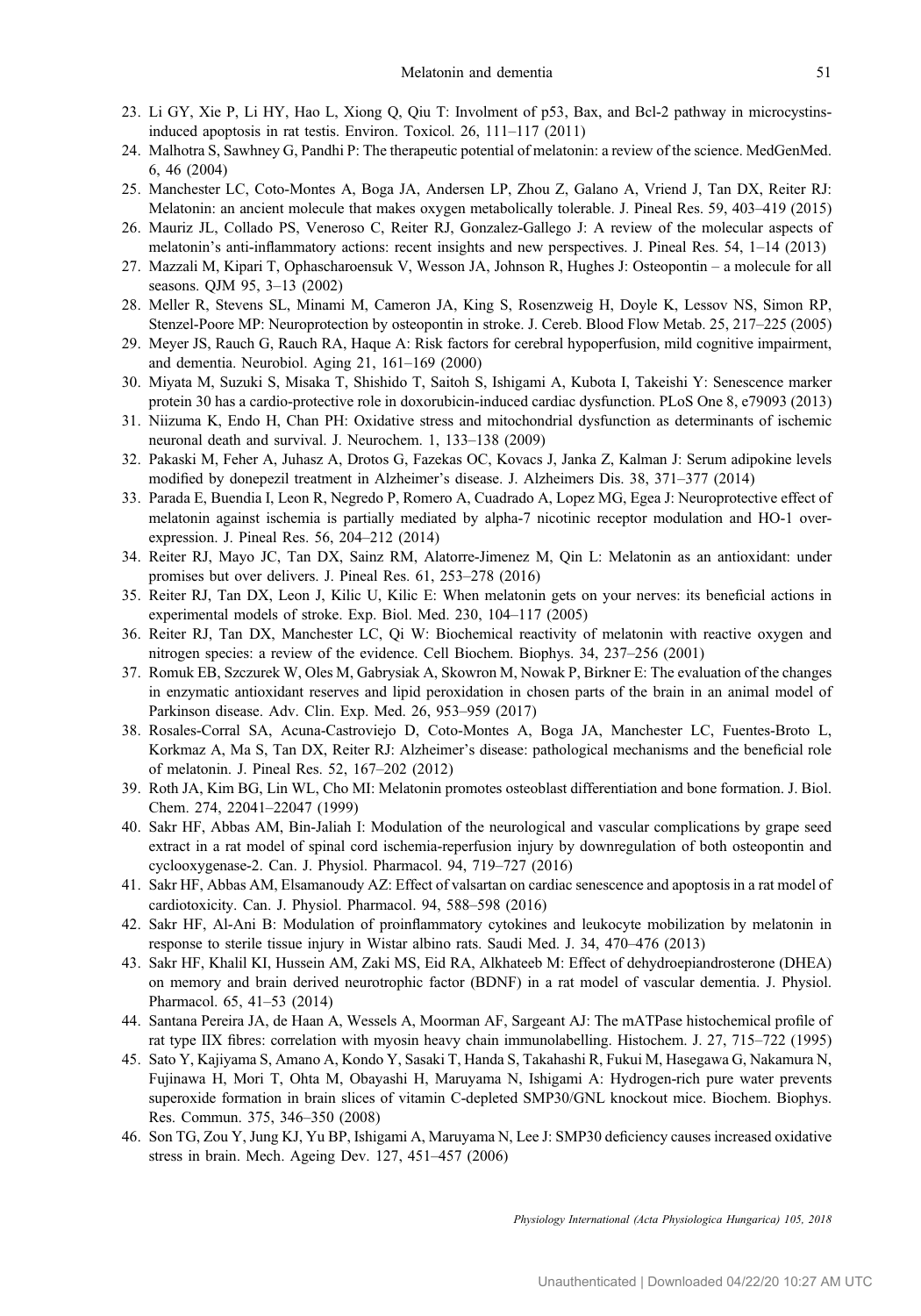23. Li GY, Xie P, Li HY, Hao L, Xiong Q, Qiu T: Involment of p53, Bax, and Bcl-2 pathway in microcystins-induced apoptosis in rat testis. Environ. Toxicol. 26, 111–117 (2011)
24. Malhotra S, Sawhney G, Pandhi P: The therapeutic potential of melatonin: a review of the science. MedGenMed. 6, 46 (2004)
25. Manchester LC, Coto-Montes A, Boga JA, Andersen LP, Zhou Z, Galano A, Vriend J, Tan DX, Reiter RJ: Melatonin: an ancient molecule that makes oxygen metabolically tolerable. J. Pineal Res. 59, 403–419 (2015)
26. Mauriz JL, Collado PS, Veneroso C, Reiter RJ, Gonzalez-Gallego J: A review of the molecular aspects of melatonin's anti-inflammatory actions: recent insights and new perspectives. J. Pineal Res. 54, 1–14 (2013)
27. Mazzali M, Kipari T, Ophascharoensuk V, Wesson JA, Johnson R, Hughes J: Osteopontin – a molecule for all seasons. QJM 95, 3–13 (2002)
28. Meller R, Stevens SL, Minami M, Cameron JA, King S, Rosenzweig H, Doyle K, Lessov NS, Simon RP, Stenzel-Poore MP: Neuroprotection by osteopontin in stroke. J. Cereb. Blood Flow Metab. 25, 217–225 (2005)
29. Meyer JS, Rauch G, Rauch RA, Haque A: Risk factors for cerebral hypoperfusion, mild cognitive impairment, and dementia. Neurobiol. Aging 21, 161–169 (2000)
30. Miyata M, Suzuki S, Misaka T, Shishido T, Saitoh S, Ishigami A, Kubota I, Takeishi Y: Senescence marker protein 30 has a cardio-protective role in doxorubicin-induced cardiac dysfunction. PLoS One 8, e79093 (2013)
31. Niizuma K, Endo H, Chan PH: Oxidative stress and mitochondrial dysfunction as determinants of ischemic neuronal death and survival. J. Neurochem. 1, 133–138 (2009)
32. Pakaski M, Feher A, Juhasz A, Drotos G, Fazekas OC, Kovacs J, Janka Z, Kalman J: Serum adipokine levels modified by donepezil treatment in Alzheimer's disease. J. Alzheimers Dis. 38, 371–377 (2014)
33. Parada E, Buendia I, Leon R, Negredo P, Romero A, Cuadrado A, Lopez MG, Egea J: Neuroprotective effect of melatonin against ischemia is partially mediated by alpha-7 nicotinic receptor modulation and HO-1 over-expression. J. Pineal Res. 56, 204–212 (2014)
34. Reiter RJ, Mayo JC, Tan DX, Sainz RM, Alatorre-Jimenez M, Qin L: Melatonin as an antioxidant: under promises but over delivers. J. Pineal Res. 61, 253–278 (2016)
35. Reiter RJ, Tan DX, Leon J, Kilic U, Kilic E: When melatonin gets on your nerves: its beneficial actions in experimental models of stroke. Exp. Biol. Med. 230, 104–117 (2005)
36. Reiter RJ, Tan DX, Manchester LC, Qi W: Biochemical reactivity of melatonin with reactive oxygen and nitrogen species: a review of the evidence. Cell Biochem. Biophys. 34, 237–256 (2001)
37. Romuk EB, Szczurek W, Oles M, Gabrysiak A, Skowron M, Nowak P, Birkner E: The evaluation of the changes in enzymatic antioxidant reserves and lipid peroxidation in chosen parts of the brain in an animal model of Parkinson disease. Adv. Clin. Exp. Med. 26, 953–959 (2017)
38. Rosales-Corral SA, Acuna-Castroviejo D, Coto-Montes A, Boga JA, Manchester LC, Fuentes-Broto L, Korkmaz A, Ma S, Tan DX, Reiter RJ: Alzheimer's disease: pathological mechanisms and the beneficial role of melatonin. J. Pineal Res. 52, 167–202 (2012)
39. Roth JA, Kim BG, Lin WL, Cho MI: Melatonin promotes osteoblast differentiation and bone formation. J. Biol. Chem. 274, 22041–22047 (1999)
40. Sakr HF, Abbas AM, Bin-Jaliah I: Modulation of the neurological and vascular complications by grape seed extract in a rat model of spinal cord ischemia-reperfusion injury by downregulation of both osteopontin and cyclooxygenase-2. Can. J. Physiol. Pharmacol. 94, 719–727 (2016)
41. Sakr HF, Abbas AM, Elsamanoudy AZ: Effect of valsartan on cardiac senescence and apoptosis in a rat model of cardiotoxicity. Can. J. Physiol. Pharmacol. 94, 588–598 (2016)
42. Sakr HF, Al-Ani B: Modulation of proinflammatory cytokines and leukocyte mobilization by melatonin in response to sterile tissue injury in Wistar albino rats. Saudi Med. J. 34, 470–476 (2013)
43. Sakr HF, Khalil KI, Hussein AM, Zaki MS, Eid RA, Alkhateeb M: Effect of dehydroepiandrosterone (DHEA) on memory and brain derived neurotrophic factor (BDNF) in a rat model of vascular dementia. J. Physiol. Pharmacol. 65, 41–53 (2014)
44. Santana Pereira JA, de Haan A, Wessels A, Moorman AF, Sargeant AJ: The mATPase histochemical profile of rat type IIX fibres: correlation with myosin heavy chain immunolabelling. Histochem. J. 27, 715–722 (1995)
45. Sato Y, Kajiyama S, Amano A, Kondo Y, Sasaki T, Handa S, Takahashi R, Fukui M, Hasegawa G, Nakamura N, Fujinawa H, Mori T, Ohta M, Obayashi H, Maruyama N, Ishigami A: Hydrogen-rich pure water prevents superoxide formation in brain slices of vitamin C-depleted SMP30/GNL knockout mice. Biochem. Biophys. Res. Commun. 375, 346–350 (2008)
46. Son TG, Zou Y, Jung KJ, Yu BP, Ishigami A, Maruyama N, Lee J: SMP30 deficiency causes increased oxidative stress in brain. Mech. Ageing Dev. 127, 451–457 (2006)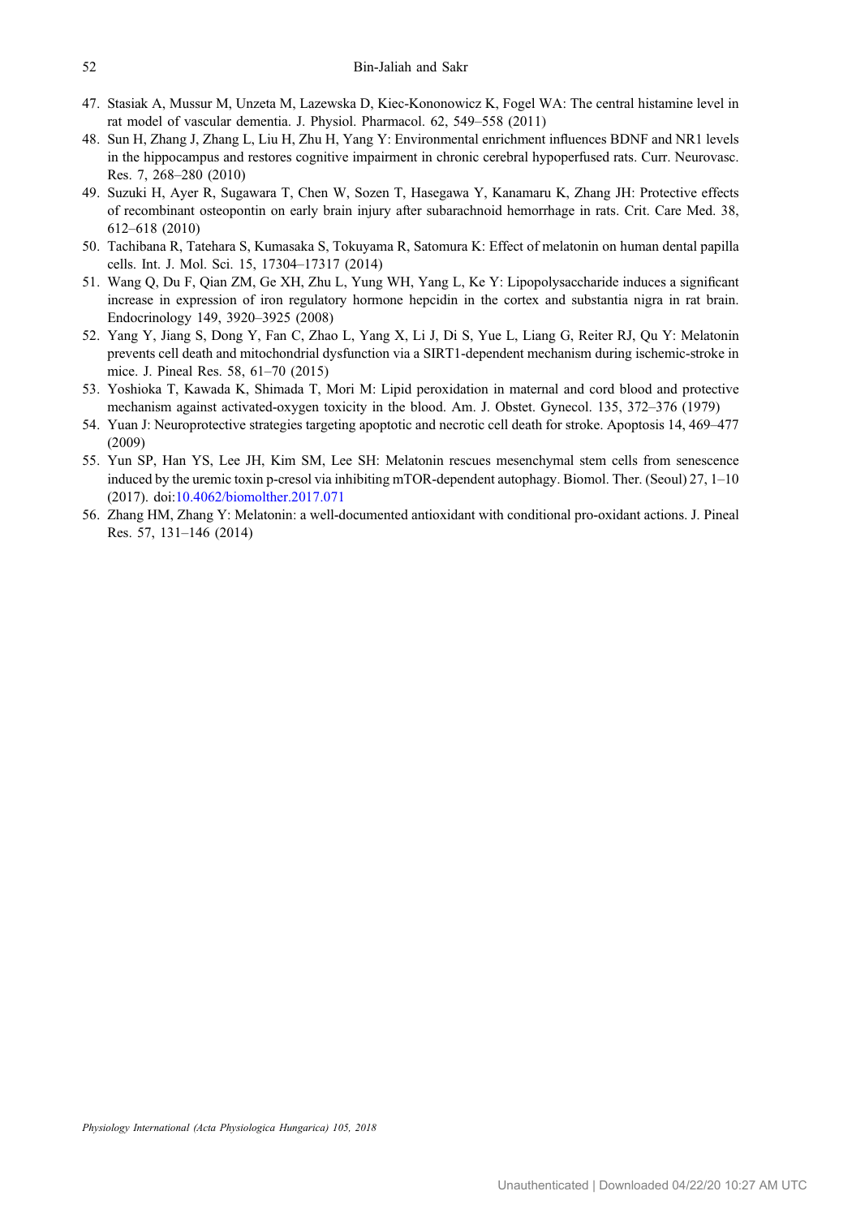47. Stasiak A, Mussur M, Unzeta M, Lazewska D, Kiec-Kononowicz K, Fogel WA: The central histamine level in rat model of vascular dementia. J. Physiol. Pharmacol. 62, 549–558 (2011)
48. Sun H, Zhang J, Zhang L, Liu H, Zhu H, Yang Y: Environmental enrichment influences BDNF and NR1 levels in the hippocampus and restores cognitive impairment in chronic cerebral hypoperfused rats. Curr. Neurovasc. Res. 7, 268–280 (2010)
49. Suzuki H, Ayer R, Sugawara T, Chen W, Sozen T, Hasegawa Y, Kanamaru K, Zhang JH: Protective effects of recombinant osteopontin on early brain injury after subarachnoid hemorrhage in rats. Crit. Care Med. 38, 612–618 (2010)
50. Tachibana R, Tatehara S, Kumasaka S, Tokuyama R, Satomura K: Effect of melatonin on human dental papilla cells. Int. J. Mol. Sci. 15, 17304–17317 (2014)
51. Wang Q, Du F, Qian ZM, Ge XH, Zhu L, Yung WH, Yang L, Ke Y: Lipopolysaccharide induces a significant increase in expression of iron regulatory hormone hepcidin in the cortex and substantia nigra in rat brain. Endocrinology 149, 3920–3925 (2008)
52. Yang Y, Jiang S, Dong Y, Fan C, Zhao L, Yang X, Li J, Di S, Yue L, Liang G, Reiter RJ, Qu Y: Melatonin prevents cell death and mitochondrial dysfunction via a SIRT1-dependent mechanism during ischemic-stroke in mice. J. Pineal Res. 58, 61–70 (2015)
53. Yoshioka T, Kawada K, Shimada T, Mori M: Lipid peroxidation in maternal and cord blood and protective mechanism against activated-oxygen toxicity in the blood. Am. J. Obstet. Gynecol. 135, 372–376 (1979)
54. Yuan J: Neuroprotective strategies targeting apoptotic and necrotic cell death for stroke. Apoptosis 14, 469–477 (2009)
55. Yun SP, Han YS, Lee JH, Kim SM, Lee SH: Melatonin rescues mesenchymal stem cells from senescence induced by the uremic toxin p-cresol via inhibiting mTOR-dependent autophagy. Biomol. Ther. (Seoul) 27, 1–10 (2017). doi:10.4062/biomolther.2017.071
56. Zhang HM, Zhang Y: Melatonin: a well-documented antioxidant with conditional pro-oxidant actions. J. Pineal Res. 57, 131–146 (2014)